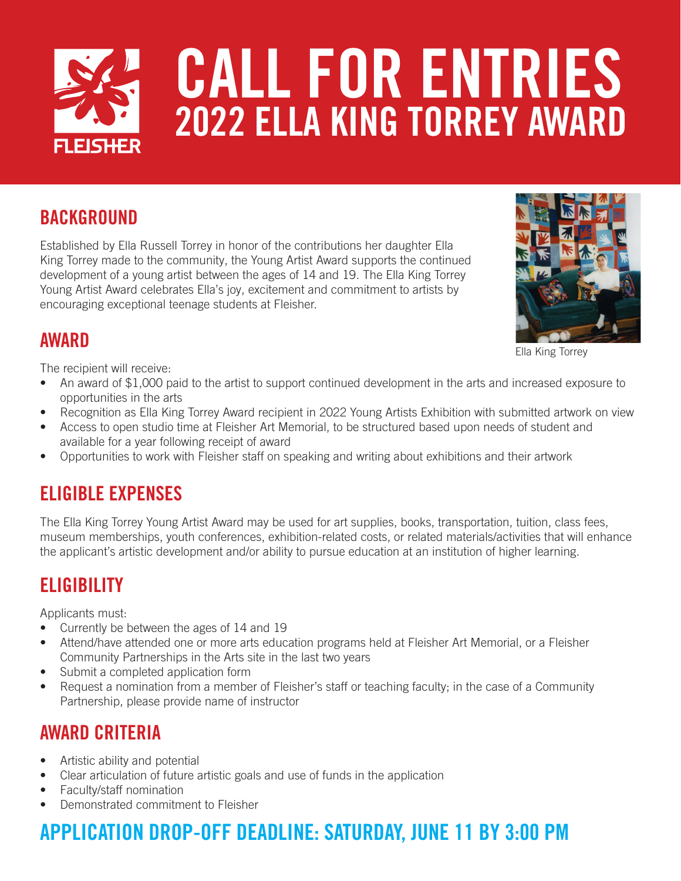# CALL FOR ENTRIES
## 2022 ELLA KING TORREY AWARD

## BACKGROUND

Established by Ella Russell Torrey in honor of the contributions her daughter Ella King Torrey made to the community, the Young Artist Award supports the continued development of a young artist between the ages of 14 and 19. The Ella King Torrey Young Artist Award celebrates Ella's joy, excitement and commitment to artists by encouraging exceptional teenage students at Fleisher.

Ella King Torrey

## AWARD

The recipient will receive:

- An award of $1,000 paid to the artist to support continued development in the arts and increased exposure to opportunities in the arts
- Recognition as Ella King Torrey Award recipient in 2022 Young Artists Exhibition with submitted artwork on view
- Access to open studio time at Fleisher Art Memorial, to be structured based upon needs of student and available for a year following receipt of award
- Opportunities to work with Fleisher staff on speaking and writing about exhibitions and their artwork

## ELIGIBLE EXPENSES

The Ella King Torrey Young Artist Award may be used for art supplies, books, transportation, tuition, class fees, museum memberships, youth conferences, exhibition-related costs, or related materials/activities that will enhance the applicant's artistic development and/or ability to pursue education at an institution of higher learning.

## ELIGIBILITY

Applicants must:

- Currently be between the ages of 14 and 19
- Attend/have attended one or more arts education programs held at Fleisher Art Memorial, or a Fleisher Community Partnerships in the Arts site in the last two years
- Submit a completed application form
- Request a nomination from a member of Fleisher's staff or teaching faculty; in the case of a Community Partnership, please provide name of instructor

## AWARD CRITERIA

- Artistic ability and potential
- Clear articulation of future artistic goals and use of funds in the application
- Faculty/staff nomination
- Demonstrated commitment to Fleisher

## APPLICATION DROP-OFF DEADLINE: SATURDAY, JUNE 11 BY 3:00 PM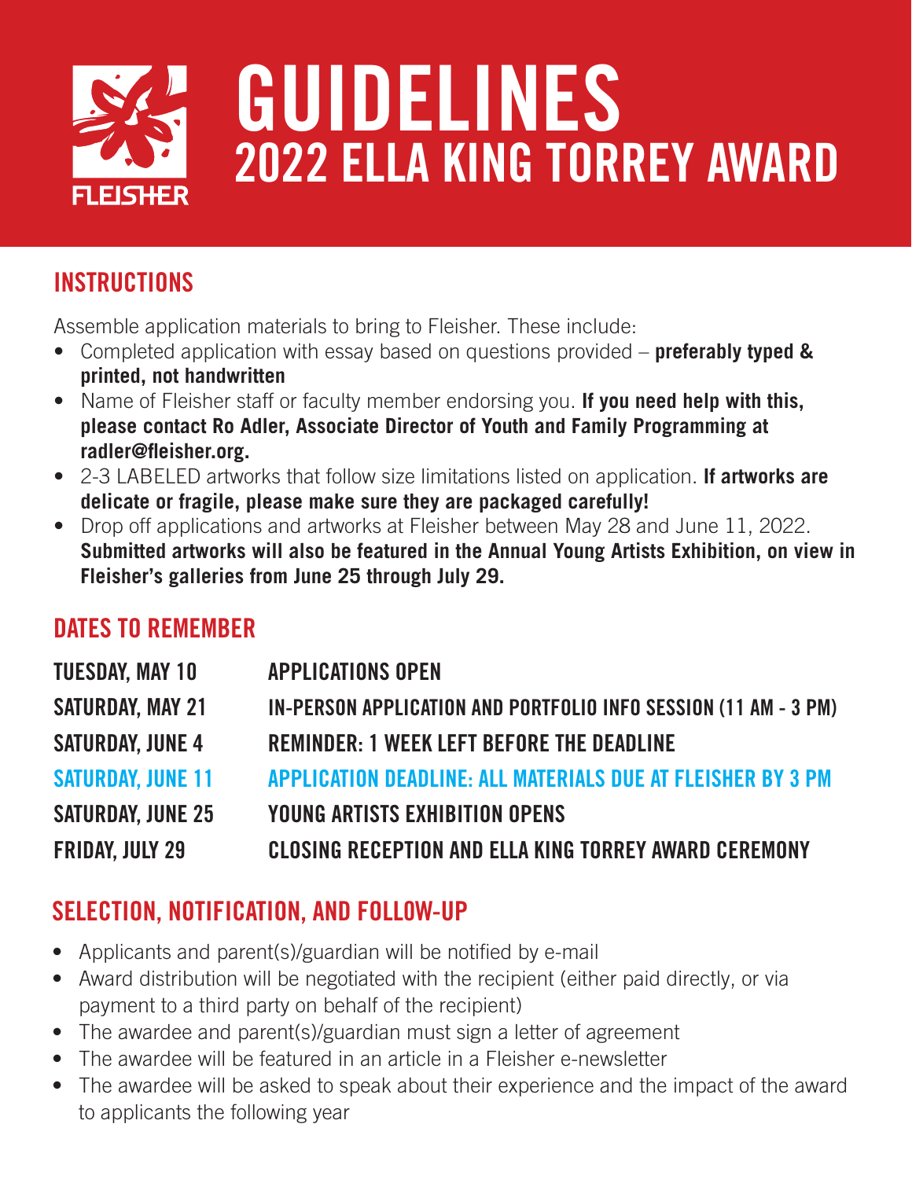# GUIDELINES

## 2022 ELLA KING TORREY AWARD

FLEISHER

## INSTRUCTIONS

Assemble application materials to bring to Fleisher. These include:

- Completed application with essay based on questions provided – **preferably typed & printed, not handwritten**
- Name of Fleisher staff or faculty member endorsing you. **If you need help with this, please contact Ro Adler, Associate Director of Youth and Family Programming at radler@fleisher.org.**
- 2-3 LABELED artworks that follow size limitations listed on application. **If artworks are delicate or fragile, please make sure they are packaged carefully!**
- Drop off applications and artworks at Fleisher between May 28 and June 11, 2022. **Submitted artworks will also be featured in the Annual Young Artists Exhibition, on view in Fleisher's galleries from June 25 through July 29.**

## DATES TO REMEMBER

| | |
|---|---|
| **TUESDAY, MAY 10** | **APPLICATIONS OPEN** |
| **SATURDAY, MAY 21** | **IN-PERSON APPLICATION AND PORTFOLIO INFO SESSION (11 AM - 3 PM)** |
| **SATURDAY, JUNE 4** | **REMINDER: 1 WEEK LEFT BEFORE THE DEADLINE** |
| **SATURDAY, JUNE 11** | **APPLICATION DEADLINE: ALL MATERIALS DUE AT FLEISHER BY 3 PM** |
| **SATURDAY, JUNE 25** | **YOUNG ARTISTS EXHIBITION OPENS** |
| **FRIDAY, JULY 29** | **CLOSING RECEPTION AND ELLA KING TORREY AWARD CEREMONY** |

## SELECTION, NOTIFICATION, AND FOLLOW-UP

- Applicants and parent(s)/guardian will be notified by e-mail
- Award distribution will be negotiated with the recipient (either paid directly, or via payment to a third party on behalf of the recipient)
- The awardee and parent(s)/guardian must sign a letter of agreement
- The awardee will be featured in an article in a Fleisher e-newsletter
- The awardee will be asked to speak about their experience and the impact of the award to applicants the following year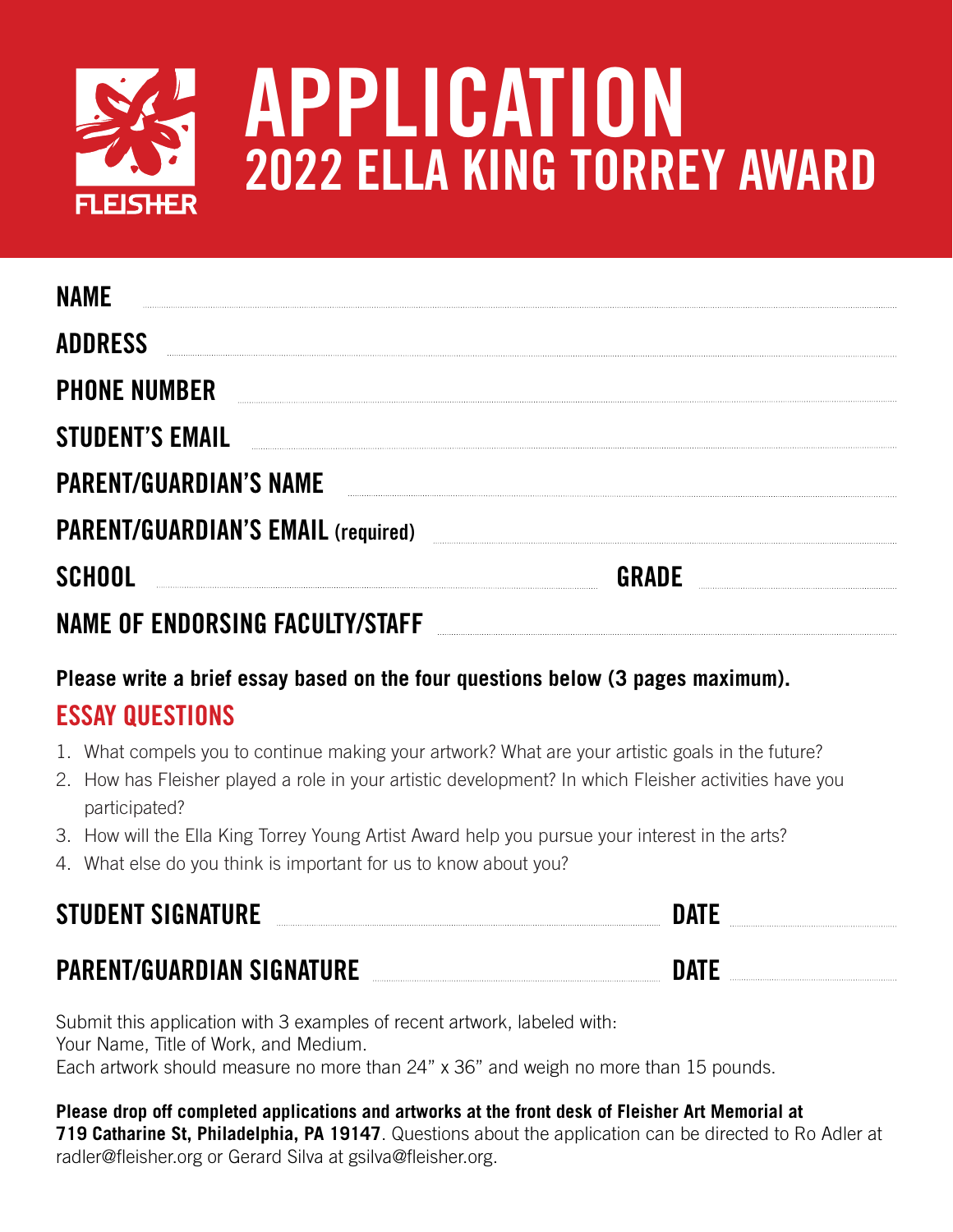FLEISHER

# APPLICATION

## 2022 ELLA KING TORREY AWARD

**NAME** ..............................................................

**ADDRESS** ..............................................................

**PHONE NUMBER** ..............................................................

**STUDENT'S EMAIL** ..............................................................

**PARENT/GUARDIAN'S NAME** ..............................................................

**PARENT/GUARDIAN'S EMAIL** (required) ..............................................................

**SCHOOL** .............................................. **GRADE** ..................

**NAME OF ENDORSING FACULTY/STAFF** ..............................................................

**Please write a brief essay based on the four questions below (3 pages maximum).**

### ESSAY QUESTIONS

1. What compels you to continue making your artwork? What are your artistic goals in the future?
2. How has Fleisher played a role in your artistic development? In which Fleisher activities have you participated?
3. How will the Ella King Torrey Young Artist Award help you pursue your interest in the arts?
4. What else do you think is important for us to know about you?

**STUDENT SIGNATURE** .............................................. **DATE** ..................

**PARENT/GUARDIAN SIGNATURE** .............................................. **DATE** ..................

Submit this application with 3 examples of recent artwork, labeled with:
Your Name, Title of Work, and Medium.
Each artwork should measure no more than 24" x 36" and weigh no more than 15 pounds.

**Please drop off completed applications and artworks at the front desk of Fleisher Art Memorial at 719 Catharine St, Philadelphia, PA 19147**. Questions about the application can be directed to Ro Adler at radler@fleisher.org or Gerard Silva at gsilva@fleisher.org.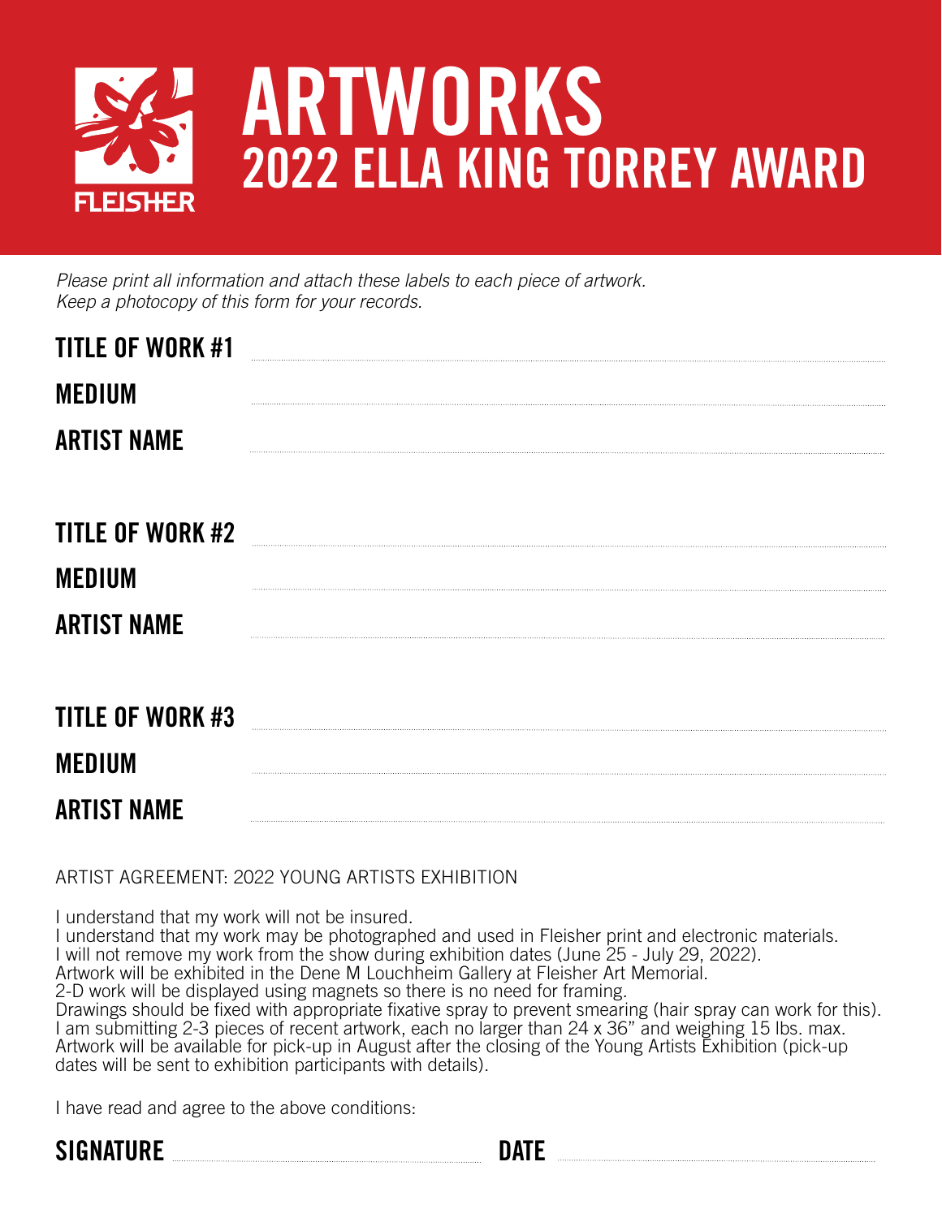FLEISHER

# ARTWORKS
## 2022 ELLA KING TORREY AWARD

*Please print all information and attach these labels to each piece of artwork.*
*Keep a photocopy of this form for your records.*

**TITLE OF WORK #1** ..................................................

**MEDIUM** ..................................................

**ARTIST NAME** ..................................................

**TITLE OF WORK #2** ..................................................

**MEDIUM** ..................................................

**ARTIST NAME** ..................................................

**TITLE OF WORK #3** ..................................................

**MEDIUM** ..................................................

**ARTIST NAME** ..................................................

ARTIST AGREEMENT: 2022 YOUNG ARTISTS EXHIBITION

I understand that my work will not be insured.
I understand that my work may be photographed and used in Fleisher print and electronic materials.
I will not remove my work from the show during exhibition dates (June 25 - July 29, 2022).
Artwork will be exhibited in the Dene M Louchheim Gallery at Fleisher Art Memorial.
2-D work will be displayed using magnets so there is no need for framing.
Drawings should be fixed with appropriate fixative spray to prevent smearing (hair spray can work for this).
I am submitting 2-3 pieces of recent artwork, each no larger than 24 x 36" and weighing 15 lbs. max.
Artwork will be available for pick-up in August after the closing of the Young Artists Exhibition (pick-up dates will be sent to exhibition participants with details).

I have read and agree to the above conditions:

**SIGNATURE** .................................................. **DATE** ..................................................